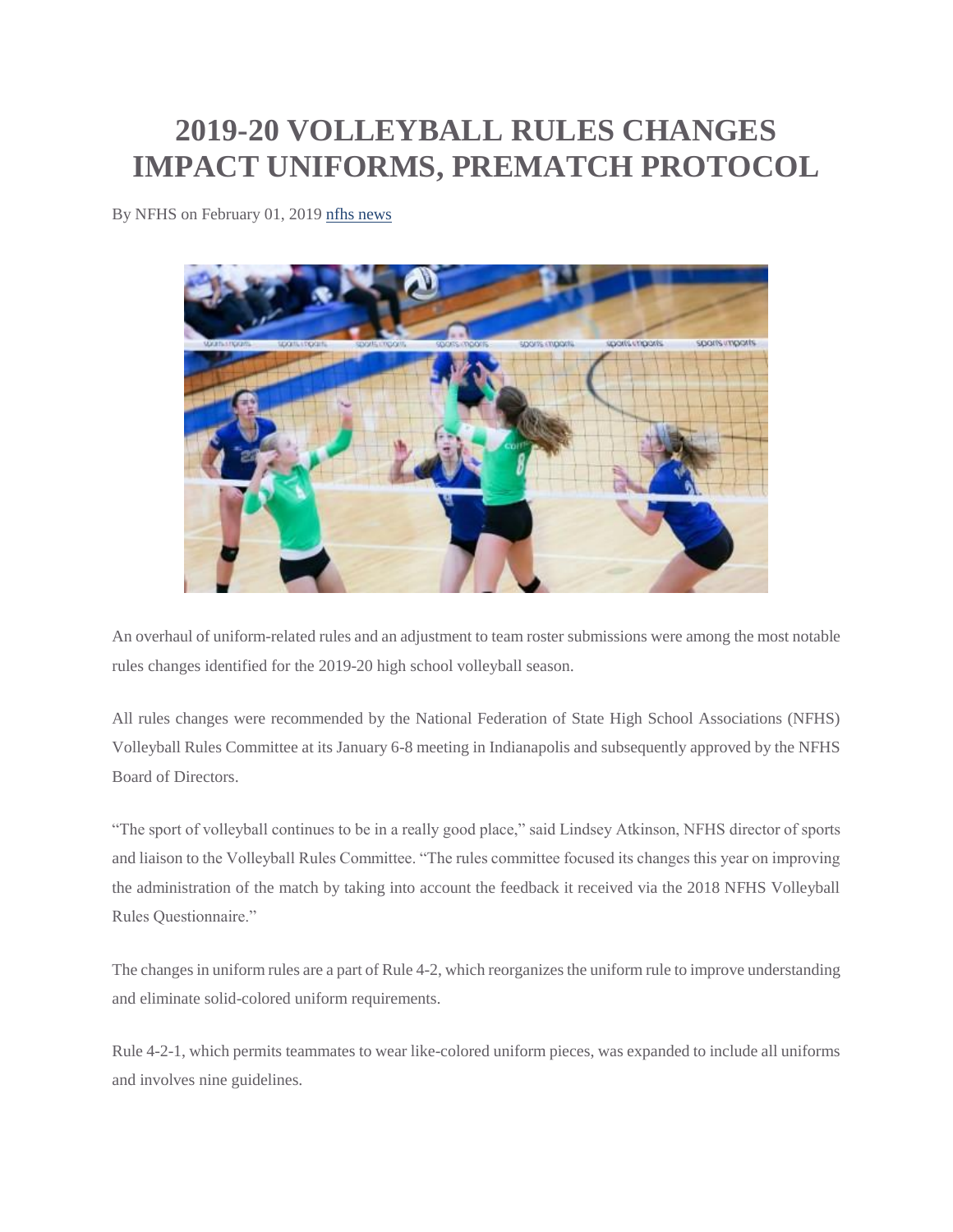# 2019-20 VOLLEYBALL RULES CHANGES IMPACT UNIFORMS, PREMATCH PROTOCOL

By NFHS on February 01, 2019 nfhs news

An overhaul of uniform-related rules and an adjustment to team roster submissions were among the most notable rules changes identified for the 2019-20 high school volleyball season.

All rules changes were recommended by the National Federation of State High School Associations (NFHS) Volleyball Rules Committee at its January 6-8 meeting in Indianapolis and subsequently approved by the NFHS Board of Directors.

"The sport of volleyball continues to be in a really good place," said Lindsey Atkinson, NFHS director of sports and liaison to the Volleyball Rules Committee. "The rules committee focused its changes this year on improving the administration of the match by taking into account the feedback it received via the 2018 NFHS Volleyball Rules Questionnaire."

The changes in uniform rules are a part of Rule 4-2, which reorganizes the uniform rule to improve understanding and eliminate solid-colored uniform requirements.

Rule 4-2-1, which permits teammates to wear like-colored uniform pieces, was expanded to include all uniforms and involves nine guidelines.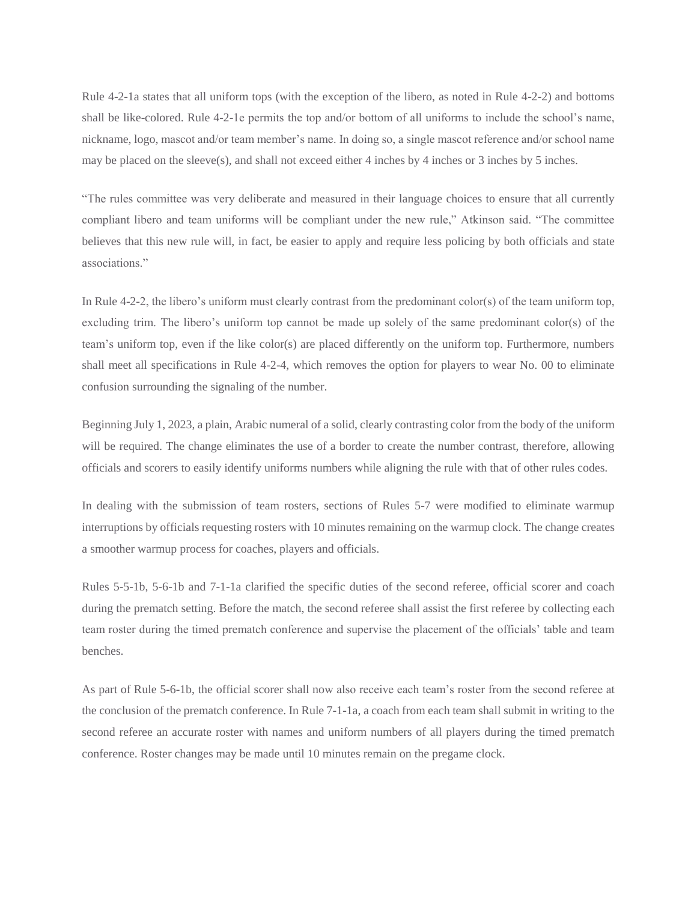Rule 4-2-1a states that all uniform tops (with the exception of the libero, as noted in Rule 4-2-2) and bottoms shall be like-colored. Rule 4-2-1e permits the top and/or bottom of all uniforms to include the school's name, nickname, logo, mascot and/or team member's name. In doing so, a single mascot reference and/or school name may be placed on the sleeve(s), and shall not exceed either 4 inches by 4 inches or 3 inches by 5 inches.

"The rules committee was very deliberate and measured in their language choices to ensure that all currently compliant libero and team uniforms will be compliant under the new rule," Atkinson said. "The committee believes that this new rule will, in fact, be easier to apply and require less policing by both officials and state associations."

In Rule 4-2-2, the libero's uniform must clearly contrast from the predominant color(s) of the team uniform top, excluding trim. The libero's uniform top cannot be made up solely of the same predominant color(s) of the team's uniform top, even if the like color(s) are placed differently on the uniform top. Furthermore, numbers shall meet all specifications in Rule 4-2-4, which removes the option for players to wear No. 00 to eliminate confusion surrounding the signaling of the number.

Beginning July 1, 2023, a plain, Arabic numeral of a solid, clearly contrasting color from the body of the uniform will be required. The change eliminates the use of a border to create the number contrast, therefore, allowing officials and scorers to easily identify uniforms numbers while aligning the rule with that of other rules codes.

In dealing with the submission of team rosters, sections of Rules 5-7 were modified to eliminate warmup interruptions by officials requesting rosters with 10 minutes remaining on the warmup clock. The change creates a smoother warmup process for coaches, players and officials.

Rules 5-5-1b, 5-6-1b and 7-1-1a clarified the specific duties of the second referee, official scorer and coach during the prematch setting. Before the match, the second referee shall assist the first referee by collecting each team roster during the timed prematch conference and supervise the placement of the officials' table and team benches.

As part of Rule 5-6-1b, the official scorer shall now also receive each team's roster from the second referee at the conclusion of the prematch conference. In Rule 7-1-1a, a coach from each team shall submit in writing to the second referee an accurate roster with names and uniform numbers of all players during the timed prematch conference. Roster changes may be made until 10 minutes remain on the pregame clock.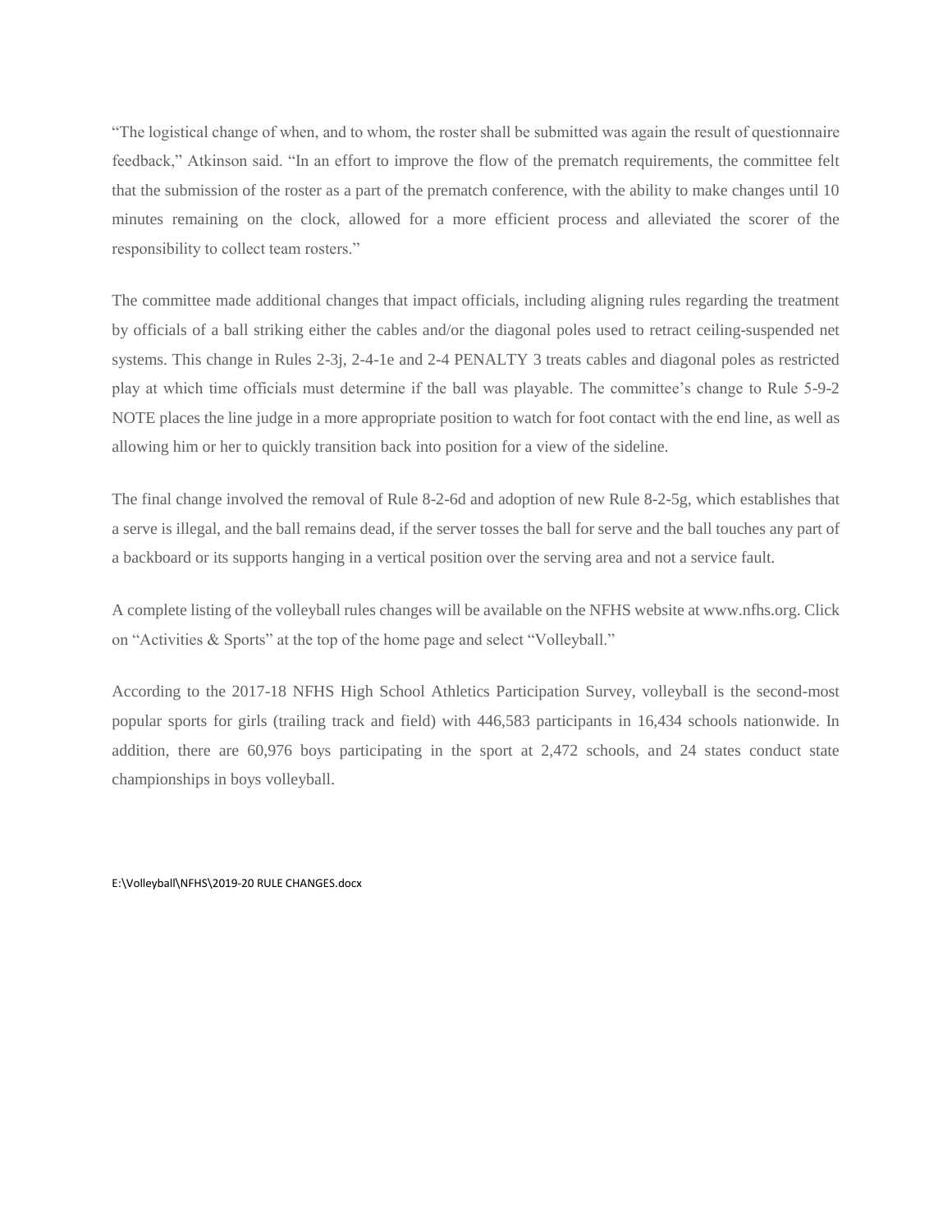"The logistical change of when, and to whom, the roster shall be submitted was again the result of questionnaire feedback," Atkinson said. "In an effort to improve the flow of the prematch requirements, the committee felt that the submission of the roster as a part of the prematch conference, with the ability to make changes until 10 minutes remaining on the clock, allowed for a more efficient process and alleviated the scorer of the responsibility to collect team rosters."

The committee made additional changes that impact officials, including aligning rules regarding the treatment by officials of a ball striking either the cables and/or the diagonal poles used to retract ceiling-suspended net systems. This change in Rules 2-3j, 2-4-1e and 2-4 PENALTY 3 treats cables and diagonal poles as restricted play at which time officials must determine if the ball was playable. The committee's change to Rule 5-9-2 NOTE places the line judge in a more appropriate position to watch for foot contact with the end line, as well as allowing him or her to quickly transition back into position for a view of the sideline.

The final change involved the removal of Rule 8-2-6d and adoption of new Rule 8-2-5g, which establishes that a serve is illegal, and the ball remains dead, if the server tosses the ball for serve and the ball touches any part of a backboard or its supports hanging in a vertical position over the serving area and not a service fault.

A complete listing of the volleyball rules changes will be available on the NFHS website at www.nfhs.org. Click on "Activities & Sports" at the top of the home page and select "Volleyball."

According to the 2017-18 NFHS High School Athletics Participation Survey, volleyball is the second-most popular sports for girls (trailing track and field) with 446,583 participants in 16,434 schools nationwide. In addition, there are 60,976 boys participating in the sport at 2,472 schools, and 24 states conduct state championships in boys volleyball.

E:\Volleyball\NFHS\2019-20 RULE CHANGES.docx